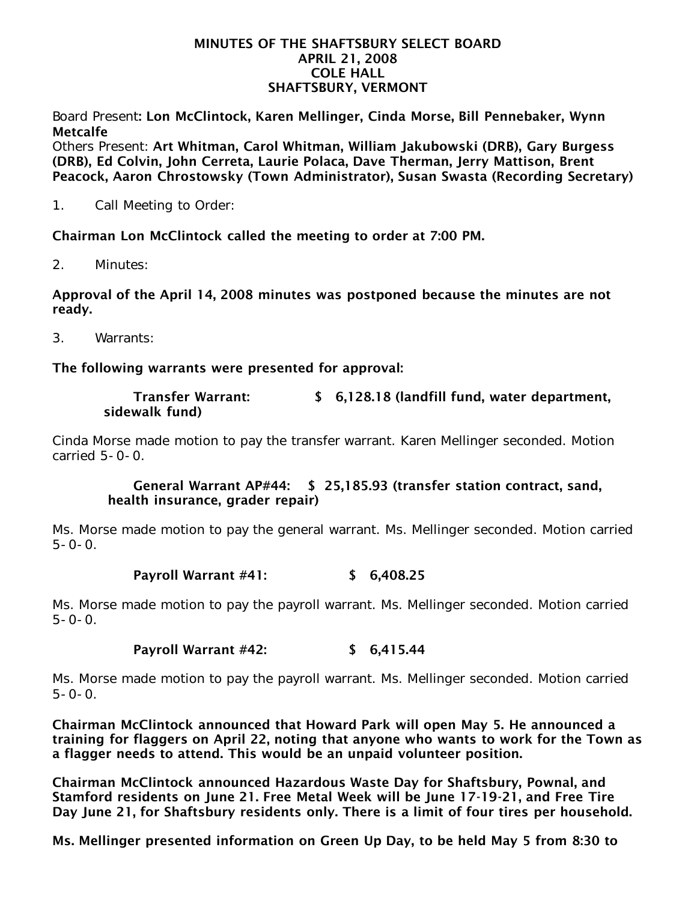# MINUTES OF THE SHAFTSBURY SELECT BOARD
## APRIL 21, 2008
## COLE HALL
## SHAFTSBURY, VERMONT

Board Present**: Lon McClintock, Karen Mellinger, Cinda Morse, Bill Pennebaker, Wynn Metcalfe**

Others Present: **Art Whitman, Carol Whitman, William Jakubowski (DRB), Gary Burgess (DRB), Ed Colvin, John Cerreta, Laurie Polaca, Dave Therman, Jerry Mattison, Brent Peacock, Aaron Chrostowsky (Town Administrator), Susan Swasta (Recording Secretary)**

1. Call Meeting to Order:

**Chairman Lon McClintock called the meeting to order at 7:00 PM.**

2. Minutes:

**Approval of the April 14, 2008 minutes was postponed because the minutes are not ready.**

3. Warrants:

**The following warrants were presented for approval:**

**Transfer Warrant: $ 6,128.18 (landfill fund, water department, sidewalk fund)**

Cinda Morse made motion to pay the transfer warrant. Karen Mellinger seconded. Motion carried 5-0-0.

**General Warrant AP#44: $ 25,185.93 (transfer station contract, sand, health insurance, grader repair)**

Ms. Morse made motion to pay the general warrant. Ms. Mellinger seconded. Motion carried 5-0-0.

**Payroll Warrant #41: $ 6,408.25**

Ms. Morse made motion to pay the payroll warrant. Ms. Mellinger seconded. Motion carried 5-0-0.

**Payroll Warrant #42: $ 6,415.44**

Ms. Morse made motion to pay the payroll warrant. Ms. Mellinger seconded. Motion carried 5-0-0.

**Chairman McClintock announced that Howard Park will open May 5. He announced a training for flaggers on April 22, noting that anyone who wants to work for the Town as a flagger needs to attend. This would be an unpaid volunteer position.**

**Chairman McClintock announced Hazardous Waste Day for Shaftsbury, Pownal, and Stamford residents on June 21. Free Metal Week will be June 17-19-21, and Free Tire Day June 21, for Shaftsbury residents only. There is a limit of four tires per household.**

**Ms. Mellinger presented information on Green Up Day, to be held May 5 from 8:30 to**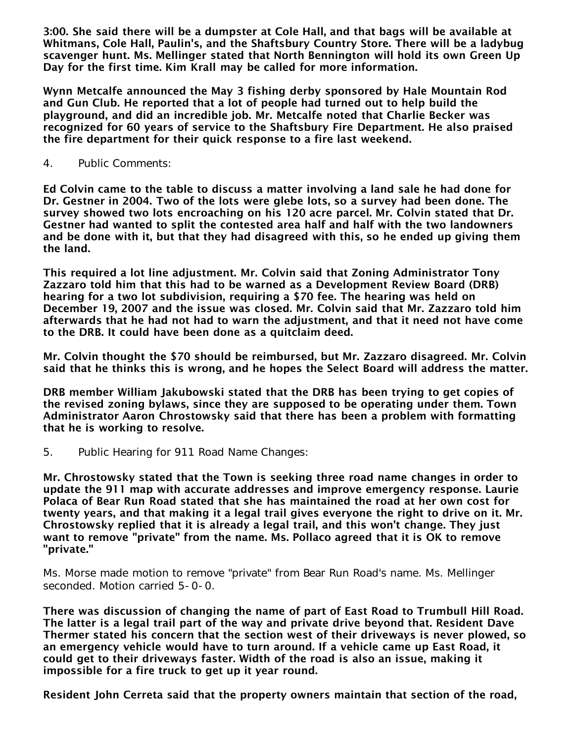**3:00. She said there will be a dumpster at Cole Hall, and that bags will be available at Whitmans, Cole Hall, Paulin's, and the Shaftsbury Country Store. There will be a ladybug scavenger hunt. Ms. Mellinger stated that North Bennington will hold its own Green Up Day for the first time. Kim Krall may be called for more information.**

**Wynn Metcalfe announced the May 3 fishing derby sponsored by Hale Mountain Rod and Gun Club. He reported that a lot of people had turned out to help build the playground, and did an incredible job. Mr. Metcalfe noted that Charlie Becker was recognized for 60 years of service to the Shaftsbury Fire Department. He also praised the fire department for their quick response to a fire last weekend.**

4. Public Comments:

**Ed Colvin came to the table to discuss a matter involving a land sale he had done for Dr. Gestner in 2004. Two of the lots were glebe lots, so a survey had been done. The survey showed two lots encroaching on his 120 acre parcel. Mr. Colvin stated that Dr. Gestner had wanted to split the contested area half and half with the two landowners and be done with it, but that they had disagreed with this, so he ended up giving them the land.**

**This required a lot line adjustment. Mr. Colvin said that Zoning Administrator Tony Zazzaro told him that this had to be warned as a Development Review Board (DRB) hearing for a two lot subdivision, requiring a $70 fee. The hearing was held on December 19, 2007 and the issue was closed. Mr. Colvin said that Mr. Zazzaro told him afterwards that he had not had to warn the adjustment, and that it need not have come to the DRB. It could have been done as a quitclaim deed.**

**Mr. Colvin thought the $70 should be reimbursed, but Mr. Zazzaro disagreed. Mr. Colvin said that he thinks this is wrong, and he hopes the Select Board will address the matter.**

**DRB member William Jakubowski stated that the DRB has been trying to get copies of the revised zoning bylaws, since they are supposed to be operating under them. Town Administrator Aaron Chrostowsky said that there has been a problem with formatting that he is working to resolve.**

5. Public Hearing for 911 Road Name Changes:

**Mr. Chrostowsky stated that the Town is seeking three road name changes in order to update the 911 map with accurate addresses and improve emergency response. Laurie Polaca of Bear Run Road stated that she has maintained the road at her own cost for twenty years, and that making it a legal trail gives everyone the right to drive on it. Mr. Chrostowsky replied that it is already a legal trail, and this won't change. They just want to remove "private" from the name. Ms. Pollaco agreed that it is OK to remove "private."**

Ms. Morse made motion to remove "private" from Bear Run Road's name. Ms. Mellinger seconded. Motion carried 5-0-0.

**There was discussion of changing the name of part of East Road to Trumbull Hill Road. The latter is a legal trail part of the way and private drive beyond that. Resident Dave Thermer stated his concern that the section west of their driveways is never plowed, so an emergency vehicle would have to turn around. If a vehicle came up East Road, it could get to their driveways faster. Width of the road is also an issue, making it impossible for a fire truck to get up it year round.**

**Resident John Cerreta said that the property owners maintain that section of the road,**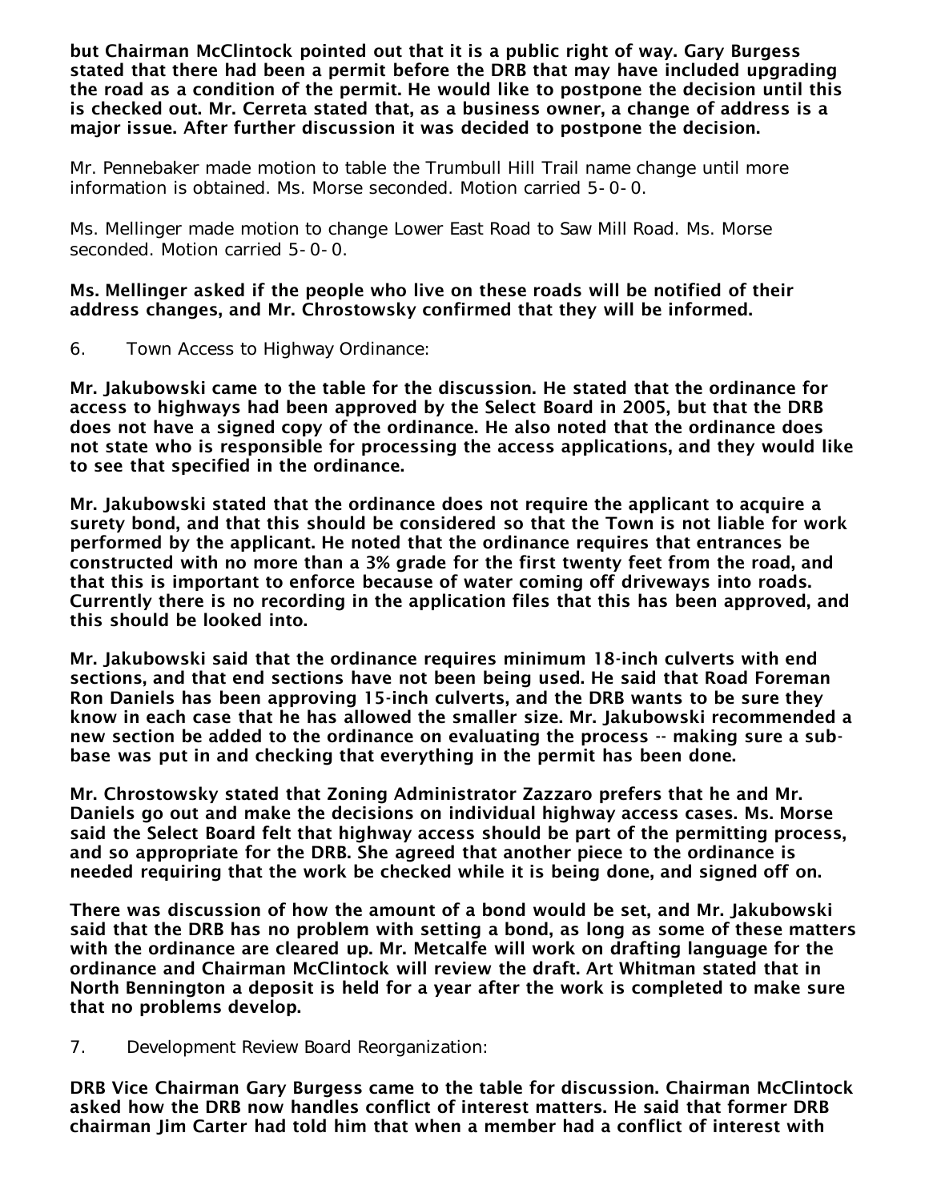**but Chairman McClintock pointed out that it is a public right of way. Gary Burgess stated that there had been a permit before the DRB that may have included upgrading the road as a condition of the permit. He would like to postpone the decision until this is checked out. Mr. Cerreta stated that, as a business owner, a change of address is a major issue. After further discussion it was decided to postpone the decision.**

Mr. Pennebaker made motion to table the Trumbull Hill Trail name change until more information is obtained. Ms. Morse seconded. Motion carried 5-0-0.

Ms. Mellinger made motion to change Lower East Road to Saw Mill Road. Ms. Morse seconded. Motion carried 5-0-0.

**Ms. Mellinger asked if the people who live on these roads will be notified of their address changes, and Mr. Chrostowsky confirmed that they will be informed.**

6. Town Access to Highway Ordinance:

**Mr. Jakubowski came to the table for the discussion. He stated that the ordinance for access to highways had been approved by the Select Board in 2005, but that the DRB does not have a signed copy of the ordinance. He also noted that the ordinance does not state who is responsible for processing the access applications, and they would like to see that specified in the ordinance.**

**Mr. Jakubowski stated that the ordinance does not require the applicant to acquire a surety bond, and that this should be considered so that the Town is not liable for work performed by the applicant. He noted that the ordinance requires that entrances be constructed with no more than a 3% grade for the first twenty feet from the road, and that this is important to enforce because of water coming off driveways into roads. Currently there is no recording in the application files that this has been approved, and this should be looked into.**

**Mr. Jakubowski said that the ordinance requires minimum 18-inch culverts with end sections, and that end sections have not been being used. He said that Road Foreman Ron Daniels has been approving 15-inch culverts, and the DRB wants to be sure they know in each case that he has allowed the smaller size. Mr. Jakubowski recommended a new section be added to the ordinance on evaluating the process -- making sure a sub-base was put in and checking that everything in the permit has been done.**

**Mr. Chrostowsky stated that Zoning Administrator Zazzaro prefers that he and Mr. Daniels go out and make the decisions on individual highway access cases. Ms. Morse said the Select Board felt that highway access should be part of the permitting process, and so appropriate for the DRB. She agreed that another piece to the ordinance is needed requiring that the work be checked while it is being done, and signed off on.**

**There was discussion of how the amount of a bond would be set, and Mr. Jakubowski said that the DRB has no problem with setting a bond, as long as some of these matters with the ordinance are cleared up. Mr. Metcalfe will work on drafting language for the ordinance and Chairman McClintock will review the draft. Art Whitman stated that in North Bennington a deposit is held for a year after the work is completed to make sure that no problems develop.**

7. Development Review Board Reorganization:

**DRB Vice Chairman Gary Burgess came to the table for discussion. Chairman McClintock asked how the DRB now handles conflict of interest matters. He said that former DRB chairman Jim Carter had told him that when a member had a conflict of interest with**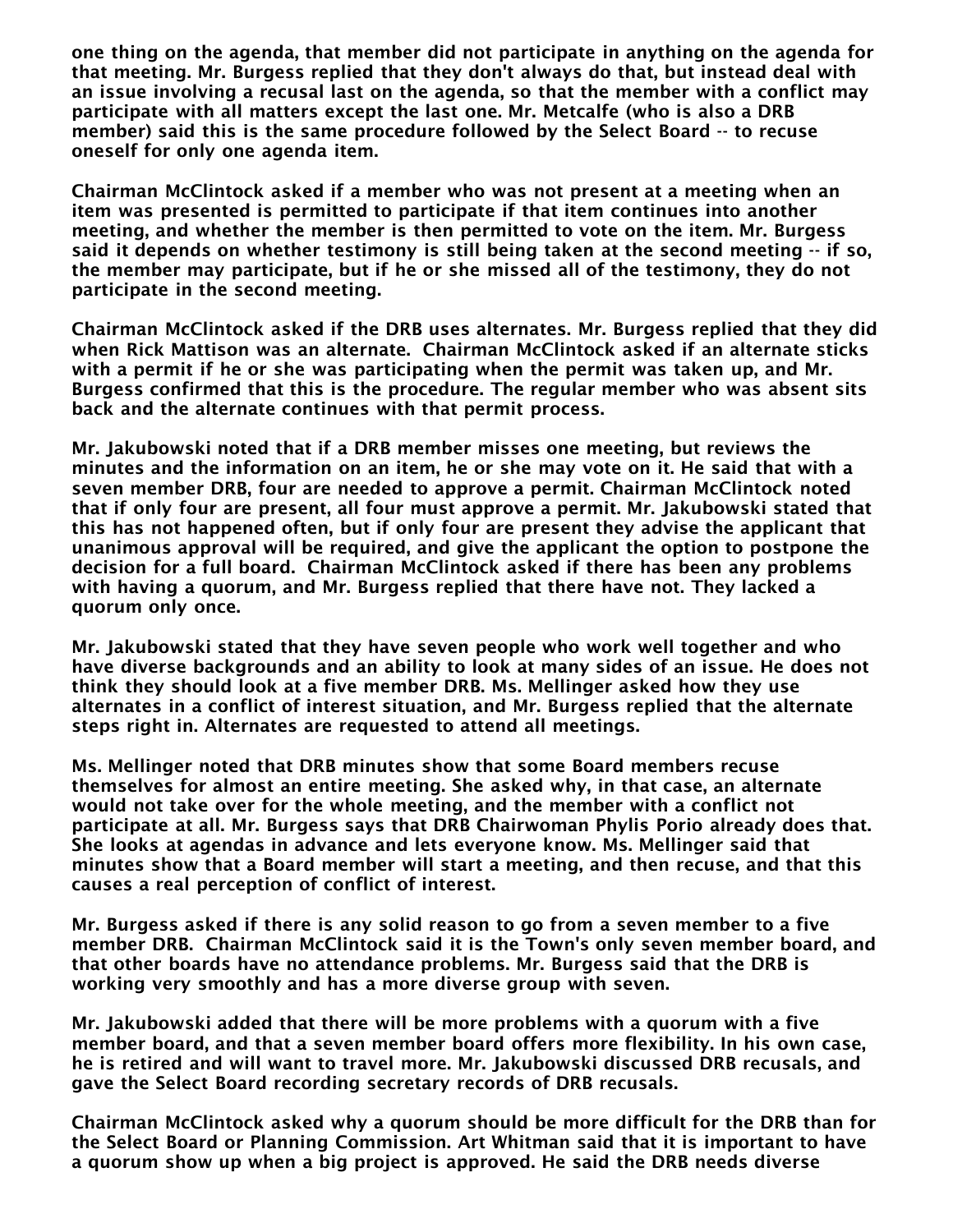one thing on the agenda, that member did not participate in anything on the agenda for that meeting. Mr. Burgess replied that they don't always do that, but instead deal with an issue involving a recusal last on the agenda, so that the member with a conflict may participate with all matters except the last one. Mr. Metcalfe (who is also a DRB member) said this is the same procedure followed by the Select Board -- to recuse oneself for only one agenda item.

Chairman McClintock asked if a member who was not present at a meeting when an item was presented is permitted to participate if that item continues into another meeting, and whether the member is then permitted to vote on the item. Mr. Burgess said it depends on whether testimony is still being taken at the second meeting -- if so, the member may participate, but if he or she missed all of the testimony, they do not participate in the second meeting.

Chairman McClintock asked if the DRB uses alternates. Mr. Burgess replied that they did when Rick Mattison was an alternate. Chairman McClintock asked if an alternate sticks with a permit if he or she was participating when the permit was taken up, and Mr. Burgess confirmed that this is the procedure. The regular member who was absent sits back and the alternate continues with that permit process.

Mr. Jakubowski noted that if a DRB member misses one meeting, but reviews the minutes and the information on an item, he or she may vote on it. He said that with a seven member DRB, four are needed to approve a permit. Chairman McClintock noted that if only four are present, all four must approve a permit. Mr. Jakubowski stated that this has not happened often, but if only four are present they advise the applicant that unanimous approval will be required, and give the applicant the option to postpone the decision for a full board. Chairman McClintock asked if there has been any problems with having a quorum, and Mr. Burgess replied that there have not. They lacked a quorum only once.

Mr. Jakubowski stated that they have seven people who work well together and who have diverse backgrounds and an ability to look at many sides of an issue. He does not think they should look at a five member DRB. Ms. Mellinger asked how they use alternates in a conflict of interest situation, and Mr. Burgess replied that the alternate steps right in. Alternates are requested to attend all meetings.

Ms. Mellinger noted that DRB minutes show that some Board members recuse themselves for almost an entire meeting. She asked why, in that case, an alternate would not take over for the whole meeting, and the member with a conflict not participate at all. Mr. Burgess says that DRB Chairwoman Phylis Porio already does that. She looks at agendas in advance and lets everyone know. Ms. Mellinger said that minutes show that a Board member will start a meeting, and then recuse, and that this causes a real perception of conflict of interest.

Mr. Burgess asked if there is any solid reason to go from a seven member to a five member DRB. Chairman McClintock said it is the Town's only seven member board, and that other boards have no attendance problems. Mr. Burgess said that the DRB is working very smoothly and has a more diverse group with seven.

Mr. Jakubowski added that there will be more problems with a quorum with a five member board, and that a seven member board offers more flexibility. In his own case, he is retired and will want to travel more. Mr. Jakubowski discussed DRB recusals, and gave the Select Board recording secretary records of DRB recusals.

Chairman McClintock asked why a quorum should be more difficult for the DRB than for the Select Board or Planning Commission. Art Whitman said that it is important to have a quorum show up when a big project is approved. He said the DRB needs diverse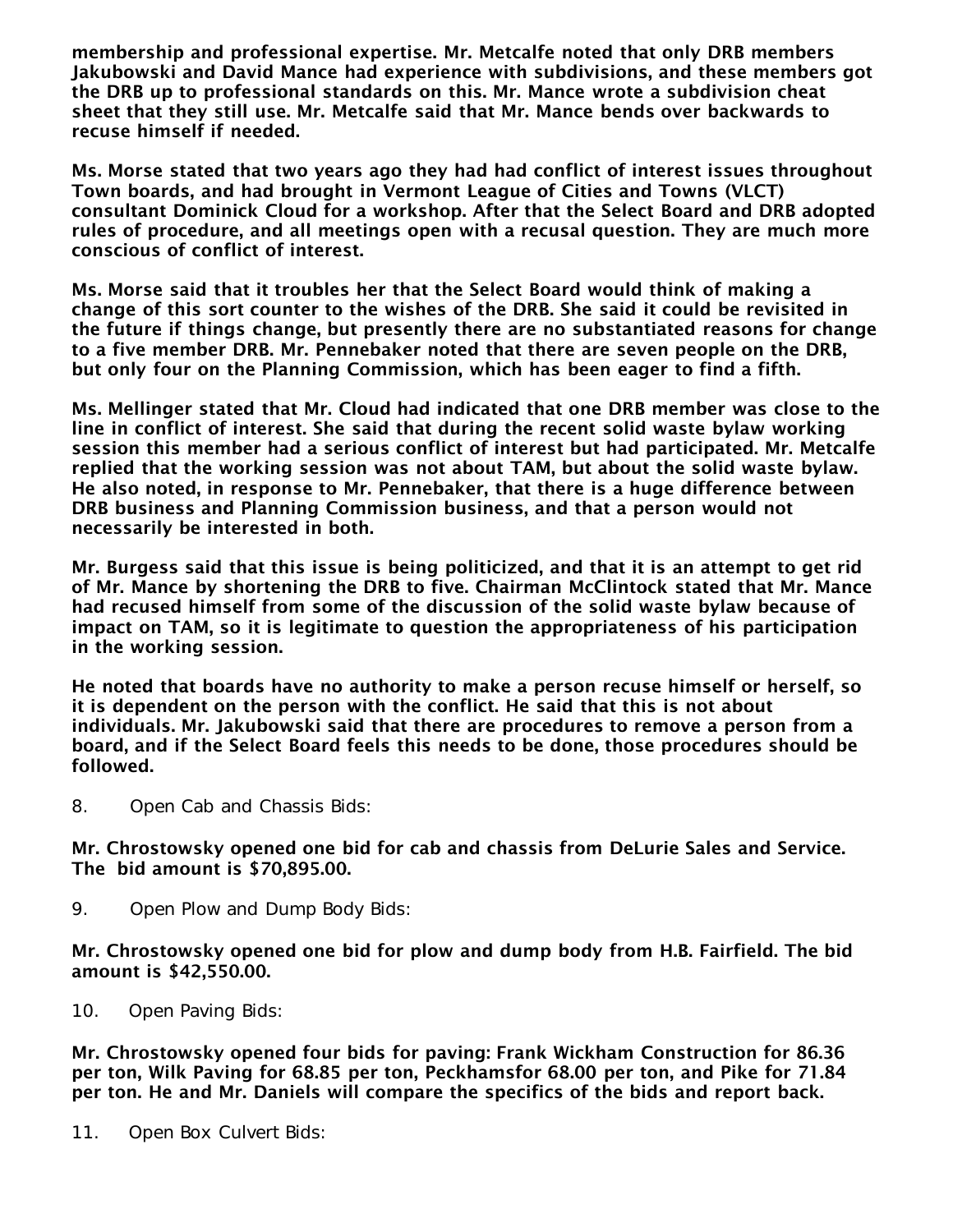**membership and professional expertise. Mr. Metcalfe noted that only DRB members Jakubowski and David Mance had experience with subdivisions, and these members got the DRB up to professional standards on this. Mr. Mance wrote a subdivision cheat sheet that they still use. Mr. Metcalfe said that Mr. Mance bends over backwards to recuse himself if needed.**

**Ms. Morse stated that two years ago they had had conflict of interest issues throughout Town boards, and had brought in Vermont League of Cities and Towns (VLCT) consultant Dominick Cloud for a workshop. After that the Select Board and DRB adopted rules of procedure, and all meetings open with a recusal question. They are much more conscious of conflict of interest.**

**Ms. Morse said that it troubles her that the Select Board would think of making a change of this sort counter to the wishes of the DRB. She said it could be revisited in the future if things change, but presently there are no substantiated reasons for change to a five member DRB. Mr. Pennebaker noted that there are seven people on the DRB, but only four on the Planning Commission, which has been eager to find a fifth.**

**Ms. Mellinger stated that Mr. Cloud had indicated that one DRB member was close to the line in conflict of interest. She said that during the recent solid waste bylaw working session this member had a serious conflict of interest but had participated. Mr. Metcalfe replied that the working session was not about TAM, but about the solid waste bylaw. He also noted, in response to Mr. Pennebaker, that there is a huge difference between DRB business and Planning Commission business, and that a person would not necessarily be interested in both.**

**Mr. Burgess said that this issue is being politicized, and that it is an attempt to get rid of Mr. Mance by shortening the DRB to five. Chairman McClintock stated that Mr. Mance had recused himself from some of the discussion of the solid waste bylaw because of impact on TAM, so it is legitimate to question the appropriateness of his participation in the working session.**

**He noted that boards have no authority to make a person recuse himself or herself, so it is dependent on the person with the conflict. He said that this is not about individuals. Mr. Jakubowski said that there are procedures to remove a person from a board, and if the Select Board feels this needs to be done, those procedures should be followed.**

8. Open Cab and Chassis Bids:

**Mr. Chrostowsky opened one bid for cab and chassis from DeLurie Sales and Service. The bid amount is $70,895.00.**

9. Open Plow and Dump Body Bids:

**Mr. Chrostowsky opened one bid for plow and dump body from H.B. Fairfield. The bid amount is $42,550.00.**

10. Open Paving Bids:

**Mr. Chrostowsky opened four bids for paving: Frank Wickham Construction for 86.36 per ton, Wilk Paving for 68.85 per ton, Peckhamsfor 68.00 per ton, and Pike for 71.84 per ton. He and Mr. Daniels will compare the specifics of the bids and report back.**

11. Open Box Culvert Bids: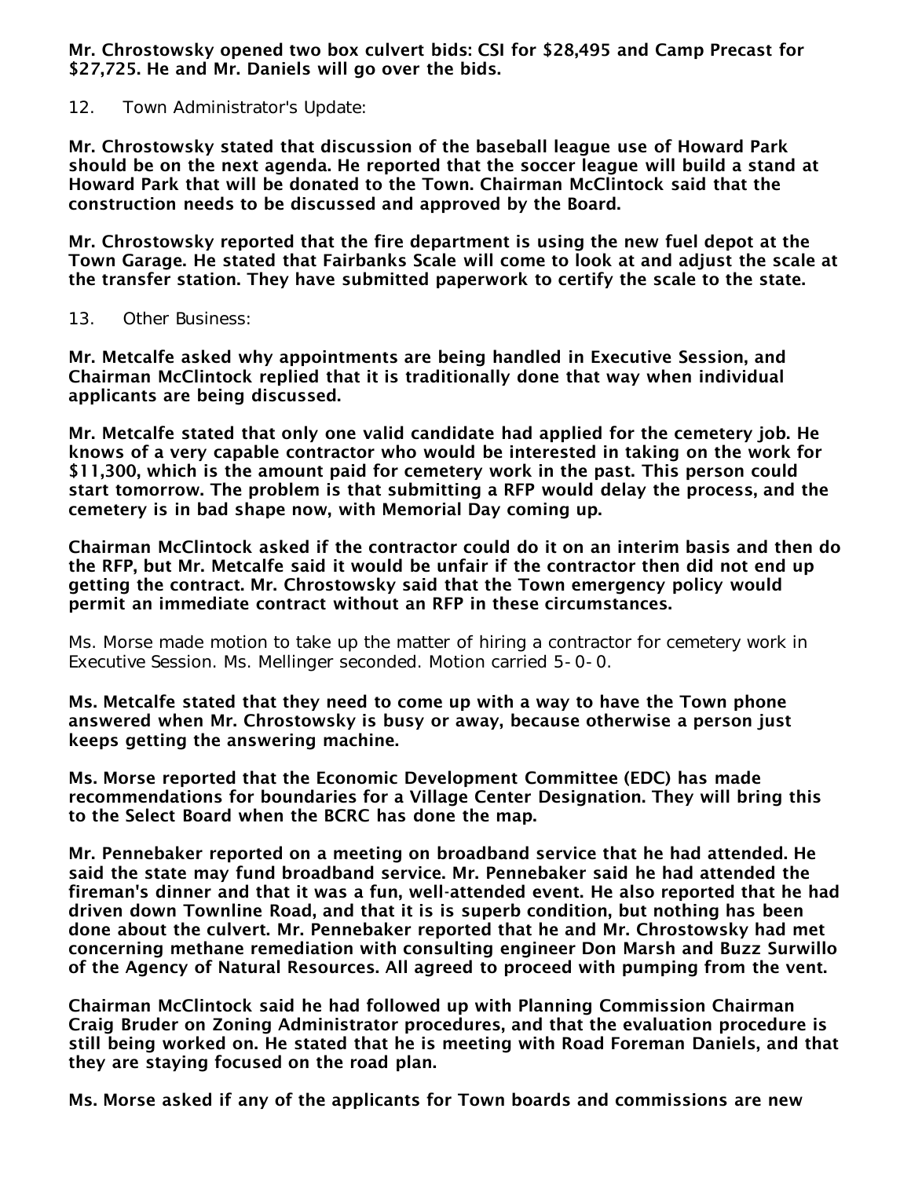**Mr. Chrostowsky opened two box culvert bids: CSI for $28,495 and Camp Precast for $27,725. He and Mr. Daniels will go over the bids.**

12. Town Administrator's Update:

**Mr. Chrostowsky stated that discussion of the baseball league use of Howard Park should be on the next agenda. He reported that the soccer league will build a stand at Howard Park that will be donated to the Town. Chairman McClintock said that the construction needs to be discussed and approved by the Board.**

**Mr. Chrostowsky reported that the fire department is using the new fuel depot at the Town Garage. He stated that Fairbanks Scale will come to look at and adjust the scale at the transfer station. They have submitted paperwork to certify the scale to the state.**

13. Other Business:

**Mr. Metcalfe asked why appointments are being handled in Executive Session, and Chairman McClintock replied that it is traditionally done that way when individual applicants are being discussed.**

**Mr. Metcalfe stated that only one valid candidate had applied for the cemetery job. He knows of a very capable contractor who would be interested in taking on the work for $11,300, which is the amount paid for cemetery work in the past. This person could start tomorrow. The problem is that submitting a RFP would delay the process, and the cemetery is in bad shape now, with Memorial Day coming up.**

**Chairman McClintock asked if the contractor could do it on an interim basis and then do the RFP, but Mr. Metcalfe said it would be unfair if the contractor then did not end up getting the contract. Mr. Chrostowsky said that the Town emergency policy would permit an immediate contract without an RFP in these circumstances.**

Ms. Morse made motion to take up the matter of hiring a contractor for cemetery work in Executive Session. Ms. Mellinger seconded. Motion carried 5-0-0.

**Ms. Metcalfe stated that they need to come up with a way to have the Town phone answered when Mr. Chrostowsky is busy or away, because otherwise a person just keeps getting the answering machine.**

**Ms. Morse reported that the Economic Development Committee (EDC) has made recommendations for boundaries for a Village Center Designation. They will bring this to the Select Board when the BCRC has done the map.**

**Mr. Pennebaker reported on a meeting on broadband service that he had attended. He said the state may fund broadband service. Mr. Pennebaker said he had attended the fireman's dinner and that it was a fun, well-attended event. He also reported that he had driven down Townline Road, and that it is is superb condition, but nothing has been done about the culvert. Mr. Pennebaker reported that he and Mr. Chrostowsky had met concerning methane remediation with consulting engineer Don Marsh and Buzz Surwillo of the Agency of Natural Resources. All agreed to proceed with pumping from the vent.**

**Chairman McClintock said he had followed up with Planning Commission Chairman Craig Bruder on Zoning Administrator procedures, and that the evaluation procedure is still being worked on. He stated that he is meeting with Road Foreman Daniels, and that they are staying focused on the road plan.**

**Ms. Morse asked if any of the applicants for Town boards and commissions are new**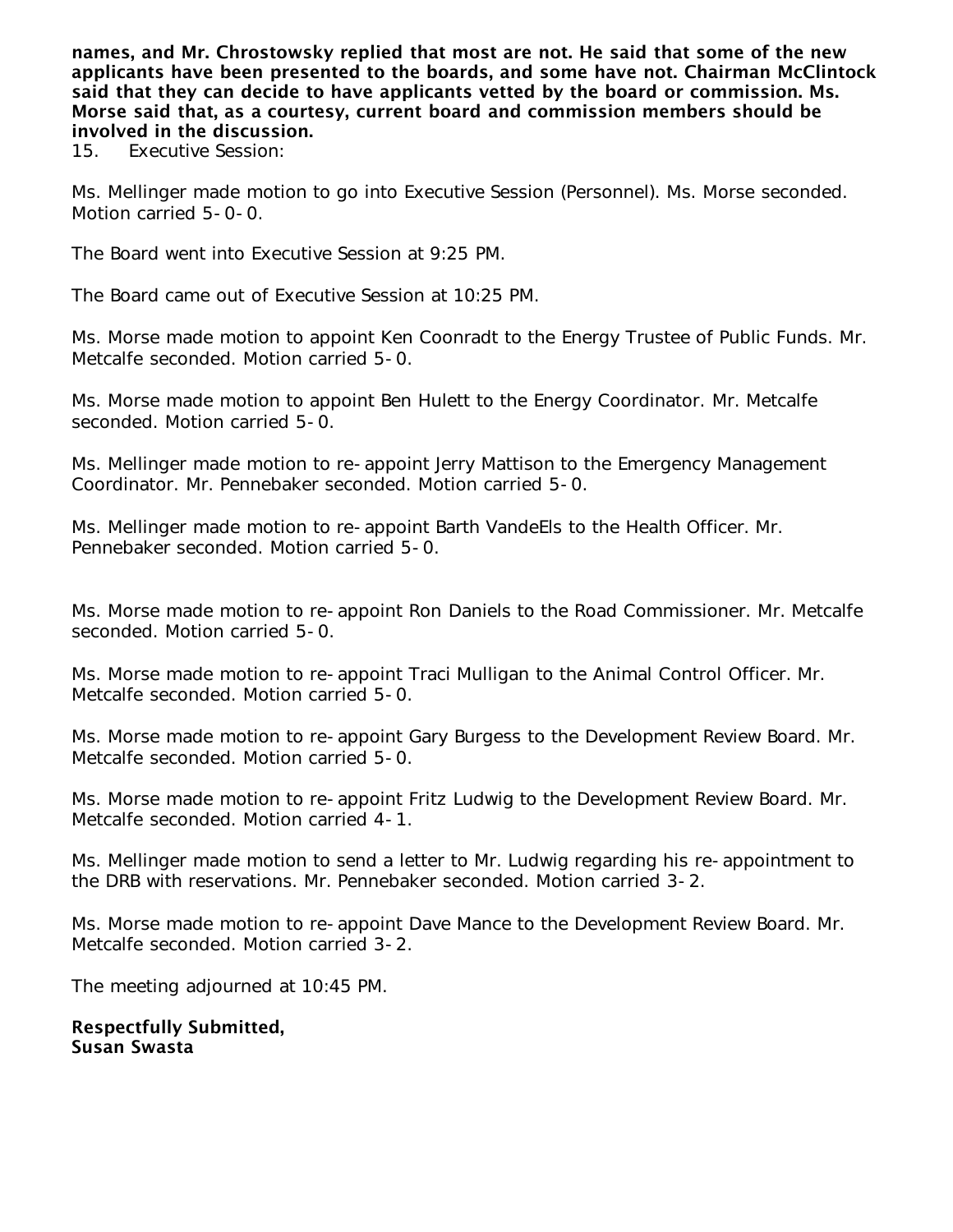**names, and Mr. Chrostowsky replied that most are not. He said that some of the new applicants have been presented to the boards, and some have not. Chairman McClintock said that they can decide to have applicants vetted by the board or commission. Ms. Morse said that, as a courtesy, current board and commission members should be involved in the discussion.**

15. Executive Session:

Ms. Mellinger made motion to go into Executive Session (Personnel). Ms. Morse seconded. Motion carried 5-0-0.

The Board went into Executive Session at 9:25 PM.

The Board came out of Executive Session at 10:25 PM.

Ms. Morse made motion to appoint Ken Coonradt to the Energy Trustee of Public Funds. Mr. Metcalfe seconded. Motion carried 5-0.

Ms. Morse made motion to appoint Ben Hulett to the Energy Coordinator. Mr. Metcalfe seconded. Motion carried 5-0.

Ms. Mellinger made motion to re-appoint Jerry Mattison to the Emergency Management Coordinator. Mr. Pennebaker seconded. Motion carried 5-0.

Ms. Mellinger made motion to re-appoint Barth VandeEls to the Health Officer. Mr. Pennebaker seconded. Motion carried 5-0.

Ms. Morse made motion to re-appoint Ron Daniels to the Road Commissioner. Mr. Metcalfe seconded. Motion carried 5-0.

Ms. Morse made motion to re-appoint Traci Mulligan to the Animal Control Officer. Mr. Metcalfe seconded. Motion carried 5-0.

Ms. Morse made motion to re-appoint Gary Burgess to the Development Review Board. Mr. Metcalfe seconded. Motion carried 5-0.

Ms. Morse made motion to re-appoint Fritz Ludwig to the Development Review Board. Mr. Metcalfe seconded. Motion carried 4-1.

Ms. Mellinger made motion to send a letter to Mr. Ludwig regarding his re-appointment to the DRB with reservations. Mr. Pennebaker seconded. Motion carried 3-2.

Ms. Morse made motion to re-appoint Dave Mance to the Development Review Board. Mr. Metcalfe seconded. Motion carried 3-2.

The meeting adjourned at 10:45 PM.

**Respectfully Submitted,**
**Susan Swasta**